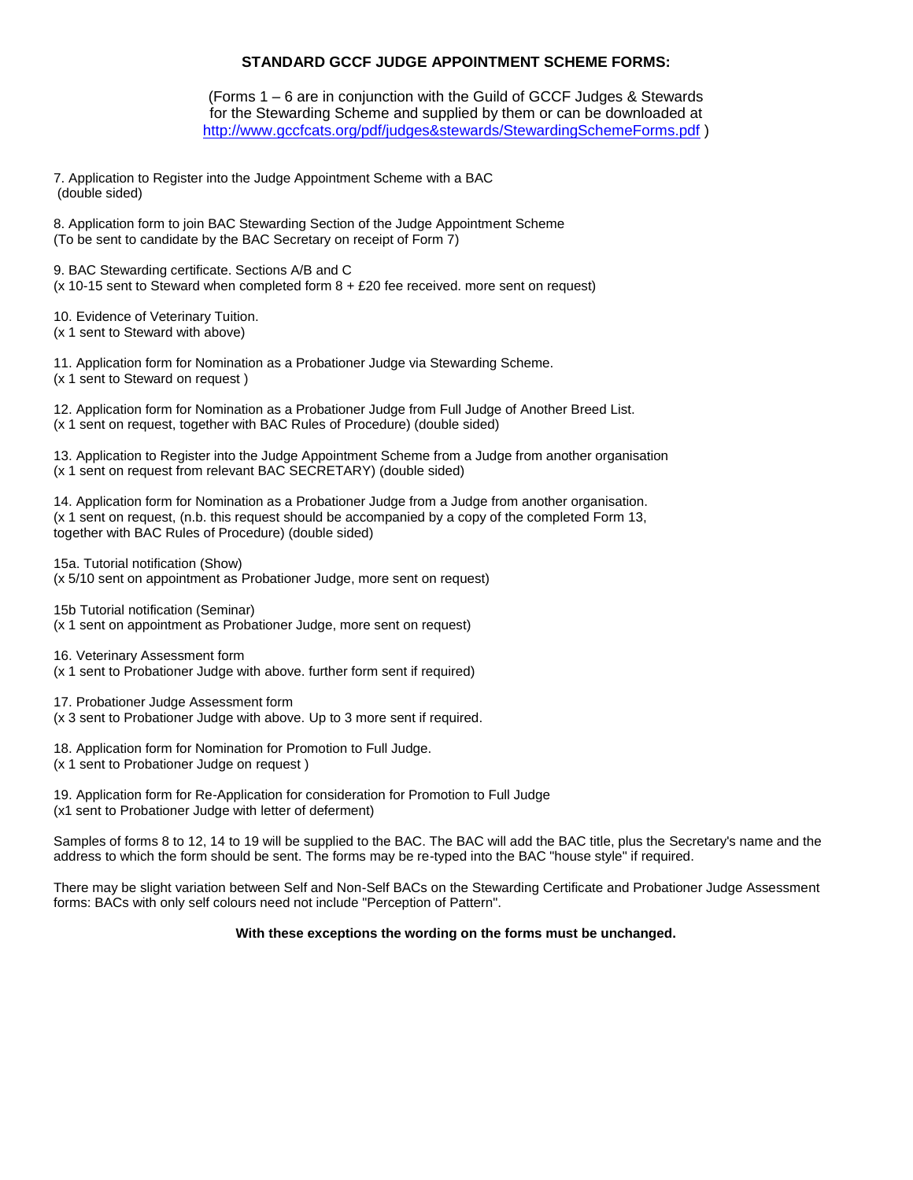# STANDARD GCCF JUDGE APPOINTMENT SCHEME FORMS:

(Forms 1 – 6 are in conjunction with the Guild of GCCF Judges & Stewards for the Stewarding Scheme and supplied by them or can be downloaded at [http://www.gccfcats.org/pdf/judges&stewards/StewardingSchemeForms.pdf](http://www.gccfcats.org/pdf/judges&stewards/StewardingSchemeForms.pdf) )

7. Application to Register into the Judge Appointment Scheme with a BAC
(double sided)

8. Application form to join BAC Stewarding Section of the Judge Appointment Scheme
(To be sent to candidate by the BAC Secretary on receipt of Form 7)

9. BAC Stewarding certificate. Sections A/B and C
(x 10-15 sent to Steward when completed form 8 + £20 fee received. more sent on request)

10. Evidence of Veterinary Tuition.
(x 1 sent to Steward with above)

11. Application form for Nomination as a Probationer Judge via Stewarding Scheme.
(x 1 sent to Steward on request )

12. Application form for Nomination as a Probationer Judge from Full Judge of Another Breed List.
(x 1 sent on request, together with BAC Rules of Procedure) (double sided)

13. Application to Register into the Judge Appointment Scheme from a Judge from another organisation
(x 1 sent on request from relevant BAC SECRETARY) (double sided)

14. Application form for Nomination as a Probationer Judge from a Judge from another organisation.
(x 1 sent on request, (n.b. this request should be accompanied by a copy of the completed Form 13, together with BAC Rules of Procedure) (double sided)

15a. Tutorial notification (Show)
(x 5/10 sent on appointment as Probationer Judge, more sent on request)

15b Tutorial notification (Seminar)
(x 1 sent on appointment as Probationer Judge, more sent on request)

16. Veterinary Assessment form
(x 1 sent to Probationer Judge with above. further form sent if required)

17. Probationer Judge Assessment form
(x 3 sent to Probationer Judge with above. Up to 3 more sent if required.

18. Application form for Nomination for Promotion to Full Judge.
(x 1 sent to Probationer Judge on request )

19. Application form for Re-Application for consideration for Promotion to Full Judge
(x1 sent to Probationer Judge with letter of deferment)

Samples of forms 8 to 12, 14 to 19 will be supplied to the BAC. The BAC will add the BAC title, plus the Secretary's name and the address to which the form should be sent. The forms may be re-typed into the BAC "house style" if required.

There may be slight variation between Self and Non-Self BACs on the Stewarding Certificate and Probationer Judge Assessment forms: BACs with only self colours need not include "Perception of Pattern".

**With these exceptions the wording on the forms must be unchanged.**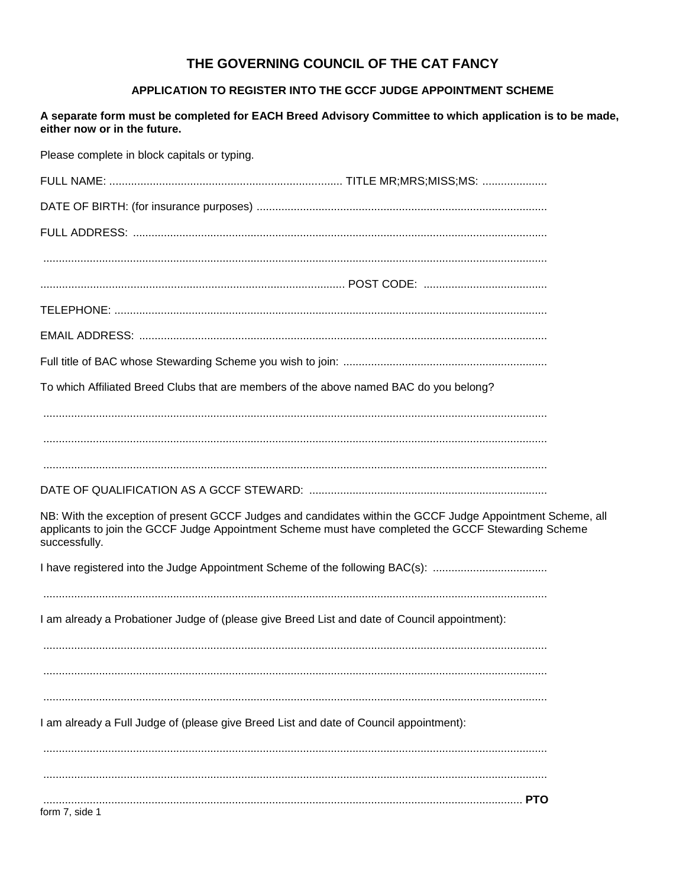# THE GOVERNING COUNCIL OF THE CAT FANCY

## APPLICATION TO REGISTER INTO THE GCCF JUDGE APPOINTMENT SCHEME

**A separate form must be completed for EACH Breed Advisory Committee to which application is to be made, either now or in the future.**

Please complete in block capitals or typing.

FULL NAME: ........................................................................... TITLE MR;MRS;MISS;MS: ....................

DATE OF BIRTH: (for insurance purposes) ............................................................................................

FULL ADDRESS: ....................................................................................................................................

.................................................................................................................................................

.................................................................................................. POST CODE: ........................................

TELEPHONE: ..........................................................................................................................................

EMAIL ADDRESS: ..................................................................................................................................

Full title of BAC whose Stewarding Scheme you wish to join: .................................................................

To which Affiliated Breed Clubs that are members of the above named BAC do you belong?

.................................................................................................................................................

.................................................................................................................................................

.................................................................................................................................................

DATE OF QUALIFICATION AS A GCCF STEWARD: ............................................................................

NB: With the exception of present GCCF Judges and candidates within the GCCF Judge Appointment Scheme, all applicants to join the GCCF Judge Appointment Scheme must have completed the GCCF Stewarding Scheme successfully.

I have registered into the Judge Appointment Scheme of the following BAC(s): ....................................

.................................................................................................................................................

I am already a Probationer Judge of (please give Breed List and date of Council appointment):

.................................................................................................................................................

.................................................................................................................................................

.................................................................................................................................................

I am already a Full Judge of (please give Breed List and date of Council appointment):

.................................................................................................................................................

.................................................................................................................................................

................................................................................................................................................. **PTO**

form 7, side 1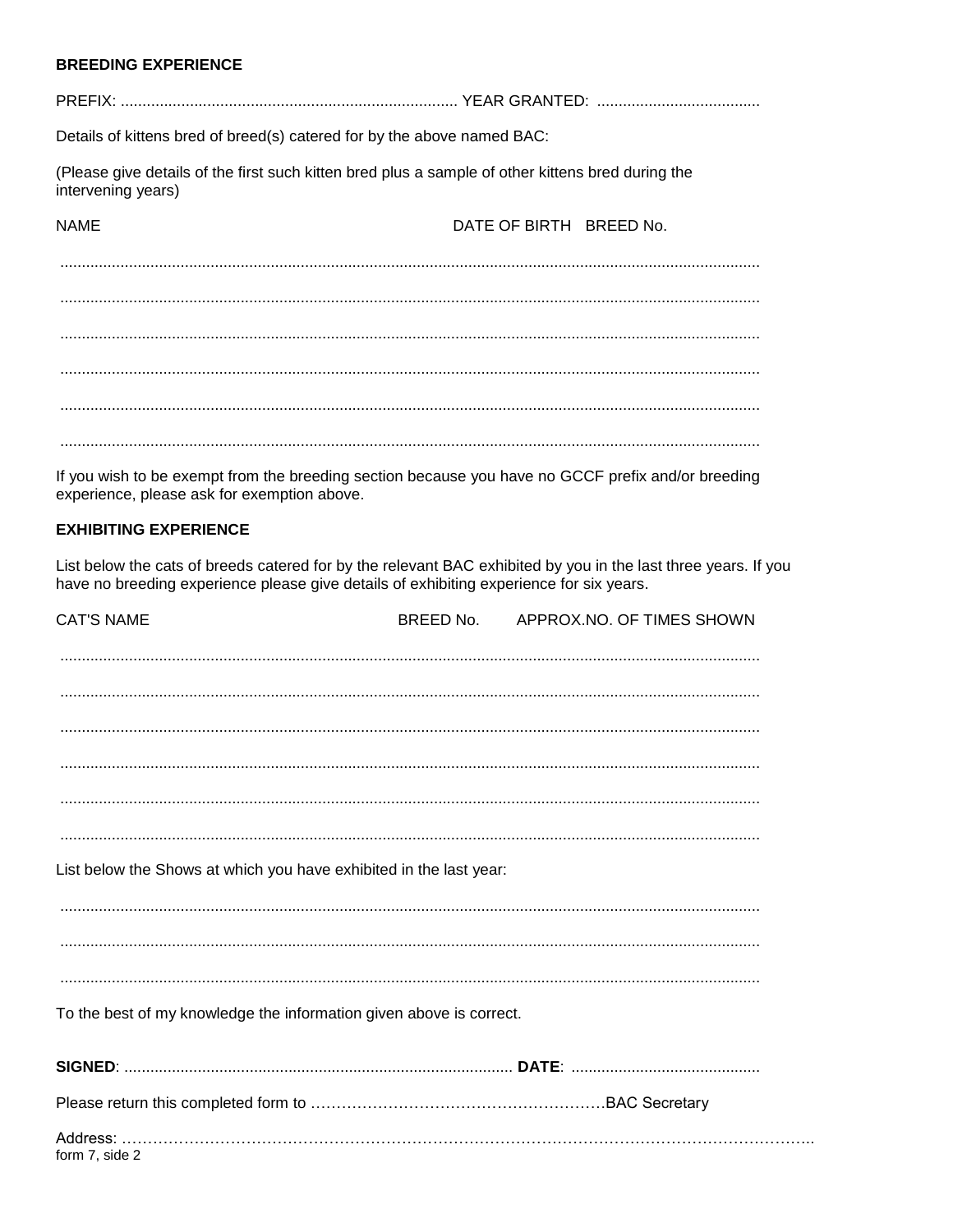**BREEDING EXPERIENCE**

PREFIX: ............................................................................... YEAR GRANTED: ......................................

Details of kittens bred of breed(s) catered for by the above named BAC:

(Please give details of the first such kitten bred plus a sample of other kittens bred during the intervening years)

NAME DATE OF BIRTH BREED No.

.................................................................................................................................................

.................................................................................................................................................

.................................................................................................................................................

.................................................................................................................................................

.................................................................................................................................................

.................................................................................................................................................

If you wish to be exempt from the breeding section because you have no GCCF prefix and/or breeding experience, please ask for exemption above.

**EXHIBITING EXPERIENCE**

List below the cats of breeds catered for by the relevant BAC exhibited by you in the last three years. If you have no breeding experience please give details of exhibiting experience for six years.

CAT'S NAME BREED No. APPROX.NO. OF TIMES SHOWN

.................................................................................................................................................

.................................................................................................................................................

.................................................................................................................................................

.................................................................................................................................................

.................................................................................................................................................

.................................................................................................................................................

List below the Shows at which you have exhibited in the last year:

.................................................................................................................................................

.................................................................................................................................................

.................................................................................................................................................

To the best of my knowledge the information given above is correct.

**SIGNED**: ......................................................................................... **DATE**: ............................................

Please return this completed form to ………………………………………………….BAC Secretary

Address: ………………………………………………………………………………………………………………..

form 7, side 2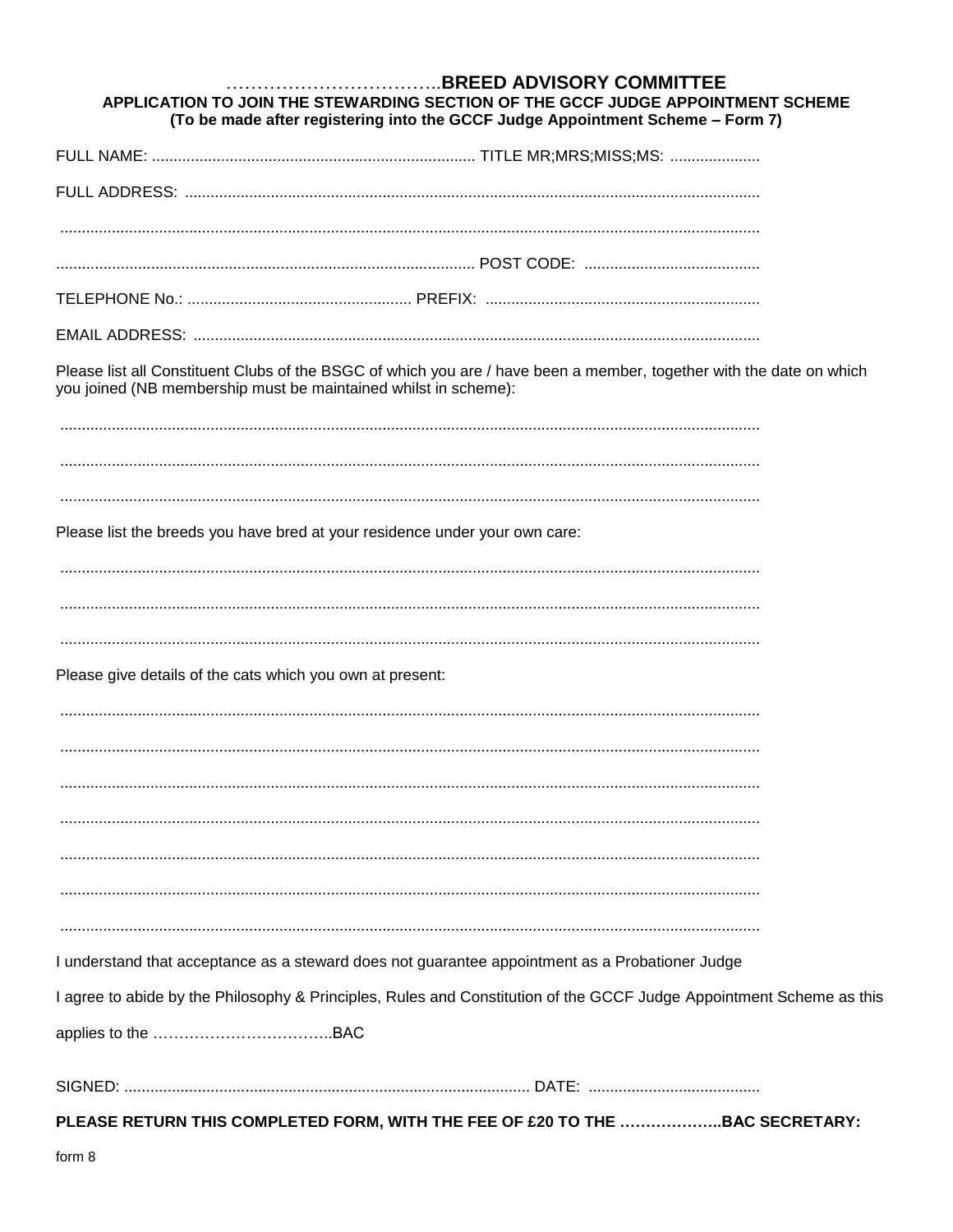# ……………………………..BREED ADVISORY COMMITTEE

**APPLICATION TO JOIN THE STEWARDING SECTION OF THE GCCF JUDGE APPOINTMENT SCHEME**
**(To be made after registering into the GCCF Judge Appointment Scheme – Form 7)**

FULL NAME: .......................................................................... TITLE MR;MRS;MISS;MS: ....................

FULL ADDRESS: ....................................................................................................................................

.................................................................................................................................................................

................................................................................................ POST CODE: .........................................

TELEPHONE No.: .................................................... PREFIX: ...............................................................

EMAIL ADDRESS: ..................................................................................................................................

Please list all Constituent Clubs of the BSGC of which you are / have been a member, together with the date on which you joined (NB membership must be maintained whilst in scheme):

.................................................................................................................................................................

.................................................................................................................................................................

.................................................................................................................................................................

Please list the breeds you have bred at your residence under your own care:

.................................................................................................................................................................

.................................................................................................................................................................

.................................................................................................................................................................

Please give details of the cats which you own at present:

.................................................................................................................................................................

.................................................................................................................................................................

.................................................................................................................................................................

.................................................................................................................................................................

.................................................................................................................................................................

.................................................................................................................................................................

.................................................................................................................................................................

I understand that acceptance as a steward does not guarantee appointment as a Probationer Judge

I agree to abide by the Philosophy & Principles, Rules and Constitution of the GCCF Judge Appointment Scheme as this applies to the ……………………………..BAC

SIGNED: .............................................................................................. DATE: ........................................

**PLEASE RETURN THIS COMPLETED FORM, WITH THE FEE OF £20 TO THE ………………..BAC SECRETARY:**

form 8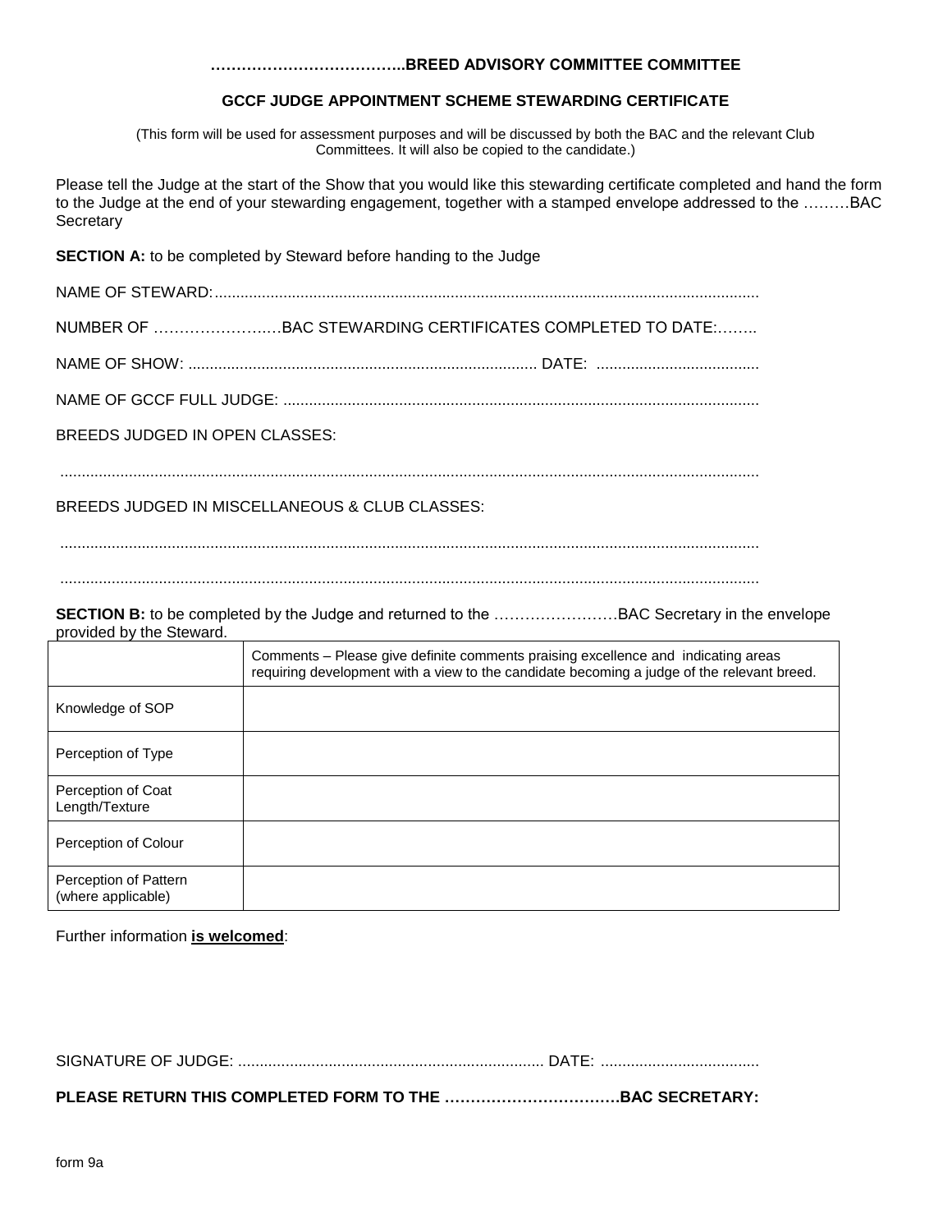**………………………………..BREED ADVISORY COMMITTEE COMMITTEE**

**GCCF JUDGE APPOINTMENT SCHEME STEWARDING CERTIFICATE**

(This form will be used for assessment purposes and will be discussed by both the BAC and the relevant Club Committees. It will also be copied to the candidate.)

Please tell the Judge at the start of the Show that you would like this stewarding certificate completed and hand the form to the Judge at the end of your stewarding engagement, together with a stamped envelope addressed to the ………BAC Secretary

**SECTION A:** to be completed by Steward before handing to the Judge

NAME OF STEWARD:..............................................................................................................................

NUMBER OF ………………….…BAC STEWARDING CERTIFICATES COMPLETED TO DATE:……..

NAME OF SHOW: ................................................................................. DATE: ......................................

NAME OF GCCF FULL JUDGE: ..............................................................................................................

BREEDS JUDGED IN OPEN CLASSES:

.................................................................................................................................................................

BREEDS JUDGED IN MISCELLANEOUS & CLUB CLASSES:

.................................................................................................................................................................

.................................................................................................................................................................

**SECTION B:** to be completed by the Judge and returned to the ……………………BAC Secretary in the envelope provided by the Steward.

| | Comments – Please give definite comments praising excellence and indicating areas requiring development with a view to the candidate becoming a judge of the relevant breed. |
|---|---|
| Knowledge of SOP | |
| Perception of Type | |
| Perception of Coat Length/Texture | |
| Perception of Colour | |
| Perception of Pattern (where applicable) | |

Further information **is welcomed**:

SIGNATURE OF JUDGE: ....................................................................... DATE: .....................................

**PLEASE RETURN THIS COMPLETED FORM TO THE ……………………………BAC SECRETARY:**

form 9a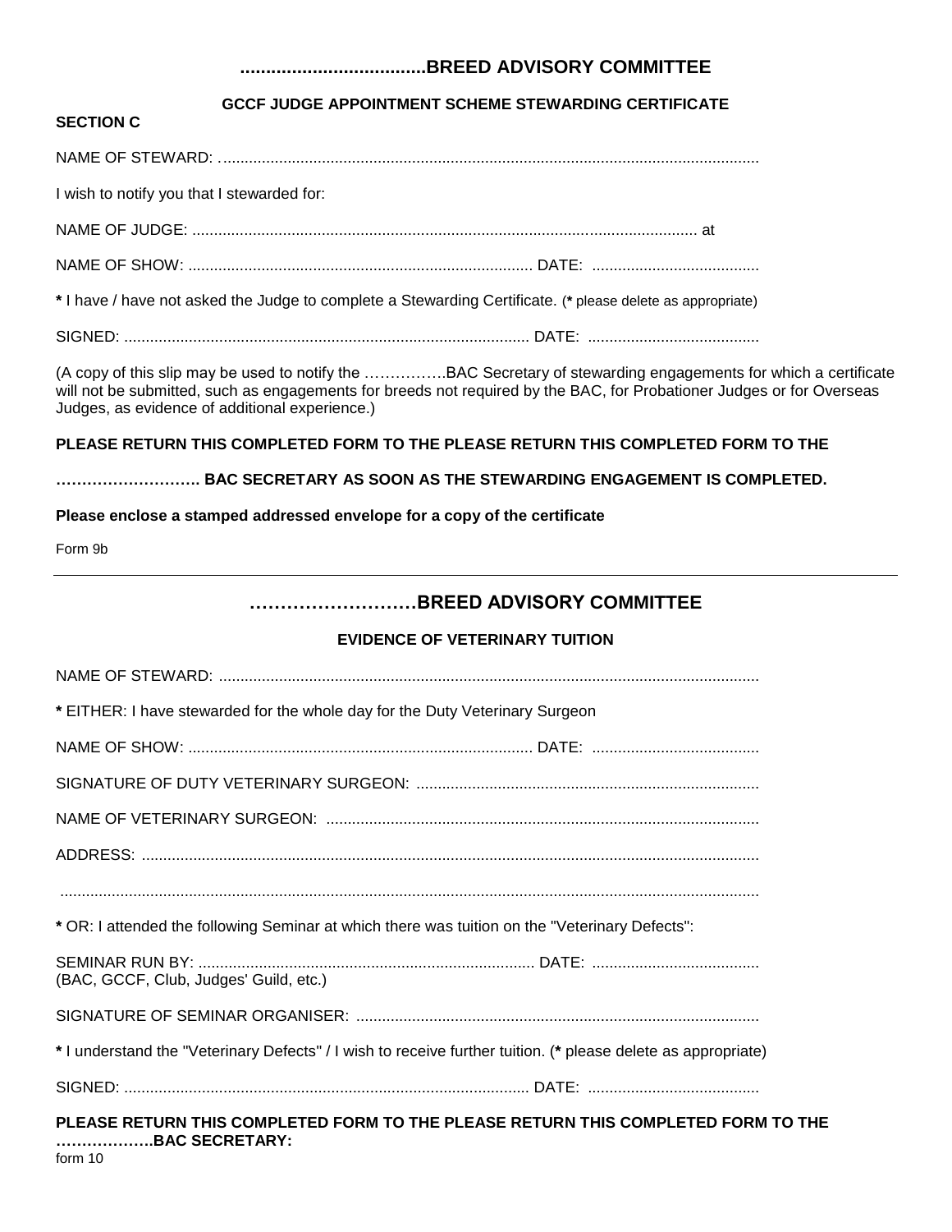## ....................................BREED ADVISORY COMMITTEE

**GCCF JUDGE APPOINTMENT SCHEME STEWARDING CERTIFICATE**

**SECTION C**

NAME OF STEWARD: ..............................................................................................................................

I wish to notify you that I stewarded for:

NAME OF JUDGE: ...................................................................................................................... at

NAME OF SHOW: ................................................................................ DATE: .......................................

**\*** I have / have not asked the Judge to complete a Stewarding Certificate. (**\*** please delete as appropriate)

SIGNED: .............................................................................................. DATE: ........................................

(A copy of this slip may be used to notify the …………….BAC Secretary of stewarding engagements for which a certificate will not be submitted, such as engagements for breeds not required by the BAC, for Probationer Judges or for Overseas Judges, as evidence of additional experience.)

**PLEASE RETURN THIS COMPLETED FORM TO THE PLEASE RETURN THIS COMPLETED FORM TO THE**

**………………………. BAC SECRETARY AS SOON AS THE STEWARDING ENGAGEMENT IS COMPLETED.**

**Please enclose a stamped addressed envelope for a copy of the certificate**

Form 9b

---

## ………………………BREED ADVISORY COMMITTEE

**EVIDENCE OF VETERINARY TUITION**

NAME OF STEWARD: .............................................................................................................................

**\*** EITHER: I have stewarded for the whole day for the Duty Veterinary Surgeon

NAME OF SHOW: ................................................................................ DATE: .......................................

SIGNATURE OF DUTY VETERINARY SURGEON: ...............................................................................

NAME OF VETERINARY SURGEON: ....................................................................................................

ADDRESS: ..............................................................................................................................................

.................................................................................................................................................................

**\*** OR: I attended the following Seminar at which there was tuition on the "Veterinary Defects":

SEMINAR RUN BY: .............................................................................. DATE: .......................................
(BAC, GCCF, Club, Judges' Guild, etc.)

SIGNATURE OF SEMINAR ORGANISER: .............................................................................................

**\*** I understand the "Veterinary Defects" / I wish to receive further tuition. (**\*** please delete as appropriate)

SIGNED: .............................................................................................. DATE: ........................................

**PLEASE RETURN THIS COMPLETED FORM TO THE PLEASE RETURN THIS COMPLETED FORM TO THE ……………….BAC SECRETARY:**

form 10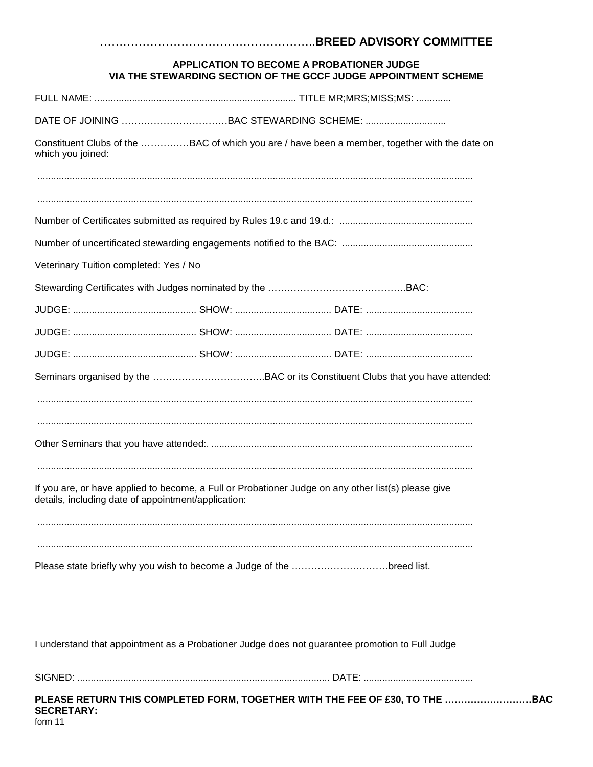# ……………………………………………….BREED ADVISORY COMMITTEE

**APPLICATION TO BECOME A PROBATIONER JUDGE VIA THE STEWARDING SECTION OF THE GCCF JUDGE APPOINTMENT SCHEME**

FULL NAME: ........................................................................... TITLE MR;MRS;MISS;MS: .............

DATE OF JOINING ……………………………BAC STEWARDING SCHEME: .............................

Constituent Clubs of the ……………BAC of which you are / have been a member, together with the date on which you joined:

.................................................................................................................................................

.................................................................................................................................................

Number of Certificates submitted as required by Rules 19.c and 19.d.: .................................................

Number of uncertificated stewarding engagements notified to the BAC: .................................................

Veterinary Tuition completed: Yes / No

Stewarding Certificates with Judges nominated by the …………………………………….BAC:

JUDGE: .............................................. SHOW: .................................... DATE: ........................................

JUDGE: .............................................. SHOW: .................................... DATE: ........................................

JUDGE: .............................................. SHOW: .................................... DATE: ........................................

Seminars organised by the ……………………………..BAC or its Constituent Clubs that you have attended:

.................................................................................................................................................

.................................................................................................................................................

Other Seminars that you have attended:. .................................................................................................

.................................................................................................................................................

If you are, or have applied to become, a Full or Probationer Judge on any other list(s) please give details, including date of appointment/application:

.................................................................................................................................................

.................................................................................................................................................

Please state briefly why you wish to become a Judge of the …………………………breed list.

I understand that appointment as a Probationer Judge does not guarantee promotion to Full Judge

SIGNED: .............................................................................................. DATE: .........................................

**PLEASE RETURN THIS COMPLETED FORM, TOGETHER WITH THE FEE OF £30, TO THE ………………………BAC SECRETARY:**

form 11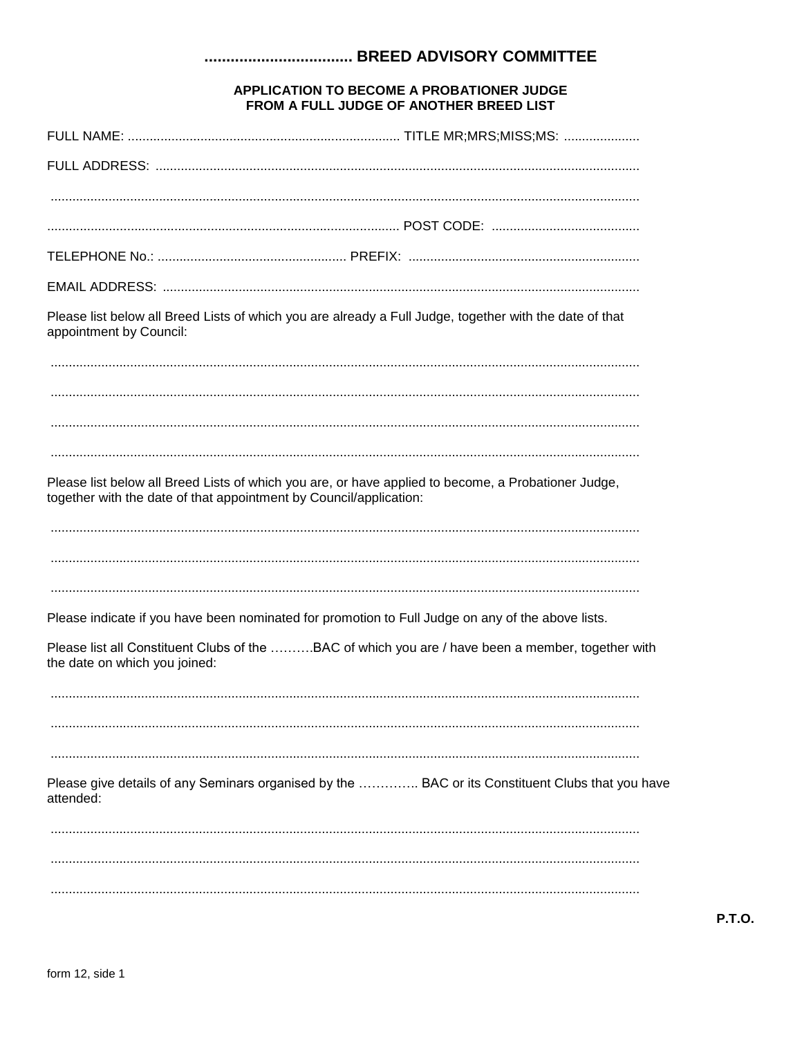# .................................. BREED ADVISORY COMMITTEE

## APPLICATION TO BECOME A PROBATIONER JUDGE FROM A FULL JUDGE OF ANOTHER BREED LIST

FULL NAME: .......................................................................... TITLE MR;MRS;MISS;MS: ....................

FULL ADDRESS: ....................................................................................................................................

.................................................................................................................................................

................................................................................................ POST CODE: .........................................

TELEPHONE No.: .................................................... PREFIX: ...............................................................

EMAIL ADDRESS: ..................................................................................................................................

Please list below all Breed Lists of which you are already a Full Judge, together with the date of that appointment by Council:

.................................................................................................................................................

.................................................................................................................................................

.................................................................................................................................................

.................................................................................................................................................

Please list below all Breed Lists of which you are, or have applied to become, a Probationer Judge, together with the date of that appointment by Council/application:

.................................................................................................................................................

.................................................................................................................................................

.................................................................................................................................................

Please indicate if you have been nominated for promotion to Full Judge on any of the above lists.

Please list all Constituent Clubs of the ……….BAC of which you are / have been a member, together with the date on which you joined:

.................................................................................................................................................

.................................................................................................................................................

.................................................................................................................................................

Please give details of any Seminars organised by the ………….. BAC or its Constituent Clubs that you have attended:

.................................................................................................................................................

.................................................................................................................................................

.................................................................................................................................................

**P.T.O.**

form 12, side 1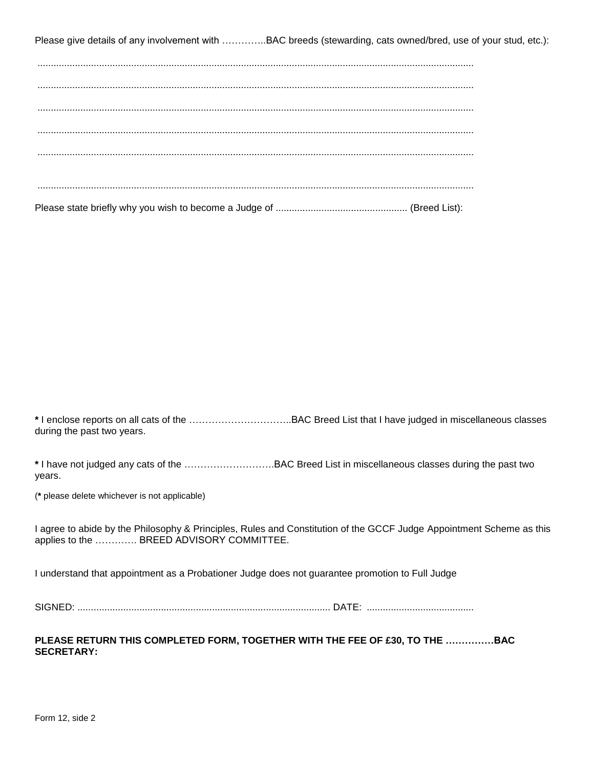Please give details of any involvement with …………..BAC breeds (stewarding, cats owned/bred, use of your stud, etc.):

.................................................................................................................................................................

.................................................................................................................................................................

.................................................................................................................................................................

.................................................................................................................................................................

.................................................................................................................................................................

.................................................................................................................................................................

Please state briefly why you wish to become a Judge of ................................................. (Breed List):

**\*** I enclose reports on all cats of the …………………………..BAC Breed List that I have judged in miscellaneous classes during the past two years.

**\*** I have not judged any cats of the ……………………….BAC Breed List in miscellaneous classes during the past two years.

(**\*** please delete whichever is not applicable)

I agree to abide by the Philosophy & Principles, Rules and Constitution of the GCCF Judge Appointment Scheme as this applies to the …………. BREED ADVISORY COMMITTEE.

I understand that appointment as a Probationer Judge does not guarantee promotion to Full Judge

SIGNED: .............................................................................................. DATE: ........................................

**PLEASE RETURN THIS COMPLETED FORM, TOGETHER WITH THE FEE OF £30, TO THE ……………BAC SECRETARY:**

Form 12, side 2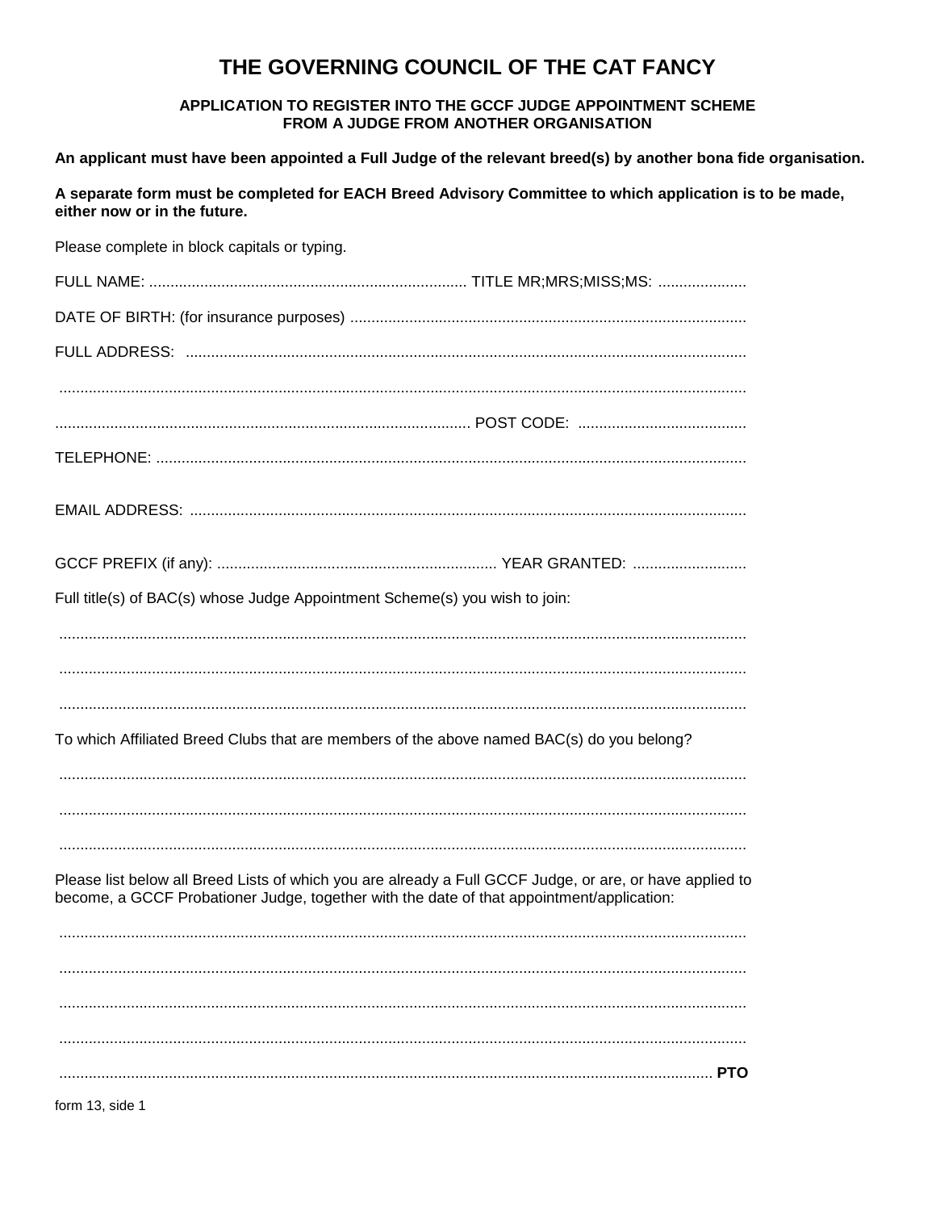# THE GOVERNING COUNCIL OF THE CAT FANCY

### APPLICATION TO REGISTER INTO THE GCCF JUDGE APPOINTMENT SCHEME FROM A JUDGE FROM ANOTHER ORGANISATION

**An applicant must have been appointed a Full Judge of the relevant breed(s) by another bona fide organisation.**

**A separate form must be completed for EACH Breed Advisory Committee to which application is to be made, either now or in the future.**

Please complete in block capitals or typing.

FULL NAME: .......................................................................... TITLE MR;MRS;MISS;MS: ....................

DATE OF BIRTH: (for insurance purposes) ............................................................................................

FULL ADDRESS: ..................................................................................................................................

.................................................................................................................................................

.................................................................................................. POST CODE: ........................................

TELEPHONE: .........................................................................................................................................

EMAIL ADDRESS: .................................................................................................................................

GCCF PREFIX (if any): ................................................................. YEAR GRANTED: ..........................

Full title(s) of BAC(s) whose Judge Appointment Scheme(s) you wish to join:

.................................................................................................................................................

.................................................................................................................................................

.................................................................................................................................................

To which Affiliated Breed Clubs that are members of the above named BAC(s) do you belong?

.................................................................................................................................................

.................................................................................................................................................

.................................................................................................................................................

Please list below all Breed Lists of which you are already a Full GCCF Judge, or are, or have applied to become, a GCCF Probationer Judge, together with the date of that appointment/application:

.................................................................................................................................................

.................................................................................................................................................

.................................................................................................................................................

.................................................................................................................................................

........................................................................................................................................... **PTO**

form 13, side 1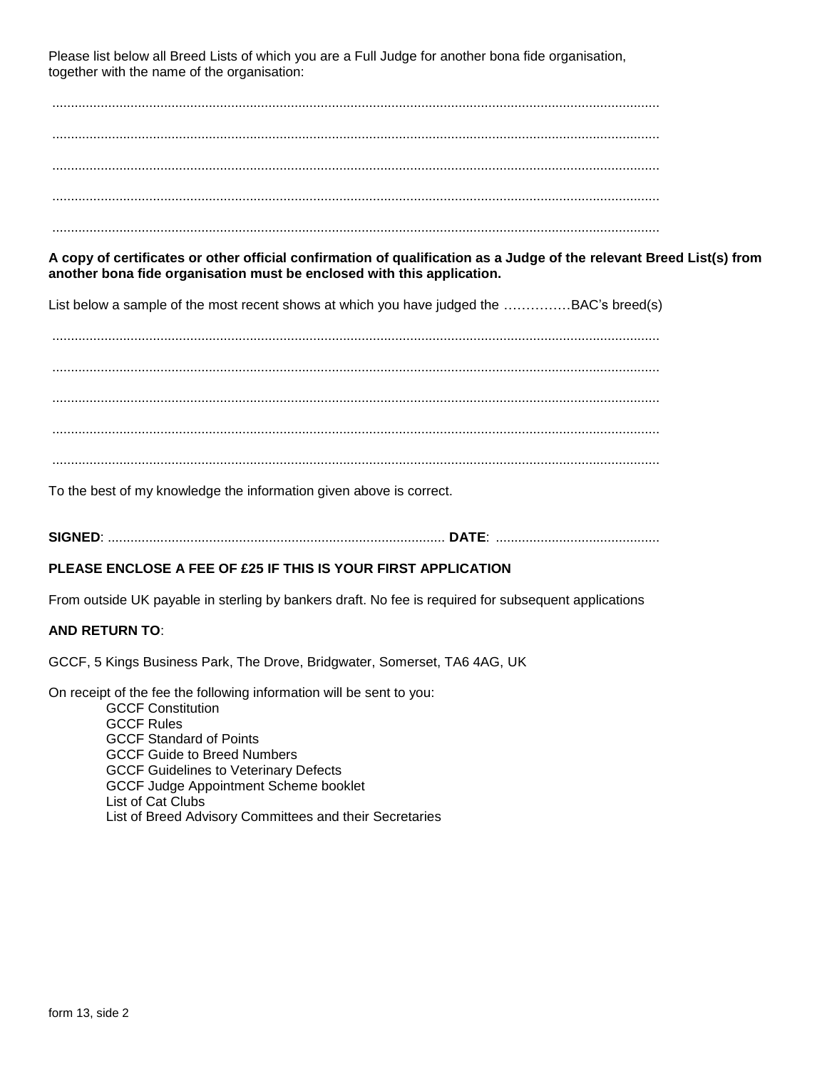Please list below all Breed Lists of which you are a Full Judge for another bona fide organisation, together with the name of the organisation:

.................................................................................................................................................................

.................................................................................................................................................................

.................................................................................................................................................................

.................................................................................................................................................................

.................................................................................................................................................................

**A copy of certificates or other official confirmation of qualification as a Judge of the relevant Breed List(s) from another bona fide organisation must be enclosed with this application.**

List below a sample of the most recent shows at which you have judged the ……………BAC's breed(s)

.................................................................................................................................................................

.................................................................................................................................................................

.................................................................................................................................................................

.................................................................................................................................................................

.................................................................................................................................................................

To the best of my knowledge the information given above is correct.

**SIGNED**: .......................................................................................... **DATE**: ............................................

**PLEASE ENCLOSE A FEE OF £25 IF THIS IS YOUR FIRST APPLICATION**

From outside UK payable in sterling by bankers draft. No fee is required for subsequent applications

**AND RETURN TO**:

GCCF, 5 Kings Business Park, The Drove, Bridgwater, Somerset, TA6 4AG, UK

On receipt of the fee the following information will be sent to you:

- GCCF Constitution
- GCCF Rules
- GCCF Standard of Points
- GCCF Guide to Breed Numbers
- GCCF Guidelines to Veterinary Defects
- GCCF Judge Appointment Scheme booklet
- List of Cat Clubs
- List of Breed Advisory Committees and their Secretaries

form 13, side 2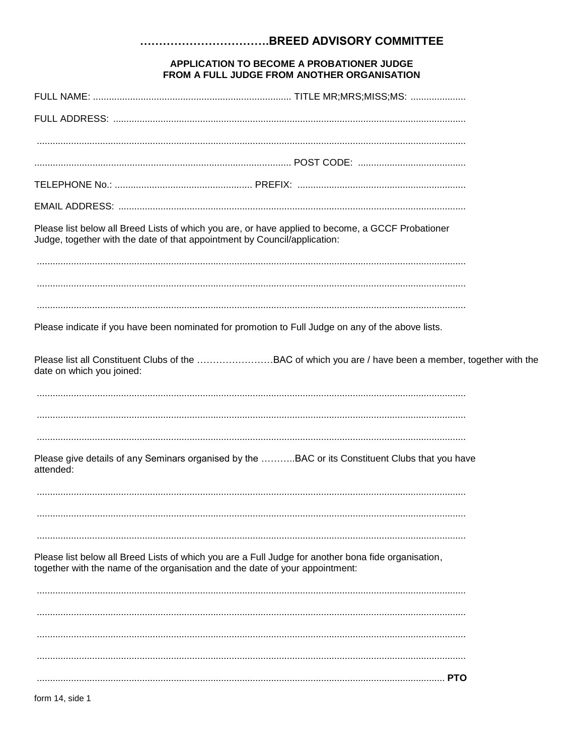# ……………………………BREED ADVISORY COMMITTEE

### APPLICATION TO BECOME A PROBATIONER JUDGE FROM A FULL JUDGE FROM ANOTHER ORGANISATION

FULL NAME: .......................................................................... TITLE MR;MRS;MISS;MS: ....................

FULL ADDRESS: ....................................................................................................................................

................................................................................................................................................................

............................................................................................... POST CODE: .........................................

TELEPHONE No.: .................................................... PREFIX: ...............................................................

EMAIL ADDRESS: ..................................................................................................................................

Please list below all Breed Lists of which you are, or have applied to become, a GCCF Probationer Judge, together with the date of that appointment by Council/application:

................................................................................................................................................................

................................................................................................................................................................

................................................................................................................................................................

Please indicate if you have been nominated for promotion to Full Judge on any of the above lists.

Please list all Constituent Clubs of the ……………………BAC of which you are / have been a member, together with the date on which you joined:

................................................................................................................................................................

................................................................................................................................................................

................................................................................................................................................................

Please give details of any Seminars organised by the ………..BAC or its Constituent Clubs that you have attended:

................................................................................................................................................................

................................................................................................................................................................

................................................................................................................................................................

Please list below all Breed Lists of which you are a Full Judge for another bona fide organisation, together with the name of the organisation and the date of your appointment:

................................................................................................................................................................

................................................................................................................................................................

................................................................................................................................................................

................................................................................................................................................................

................................................................................................................................................................ **PTO**

form 14, side 1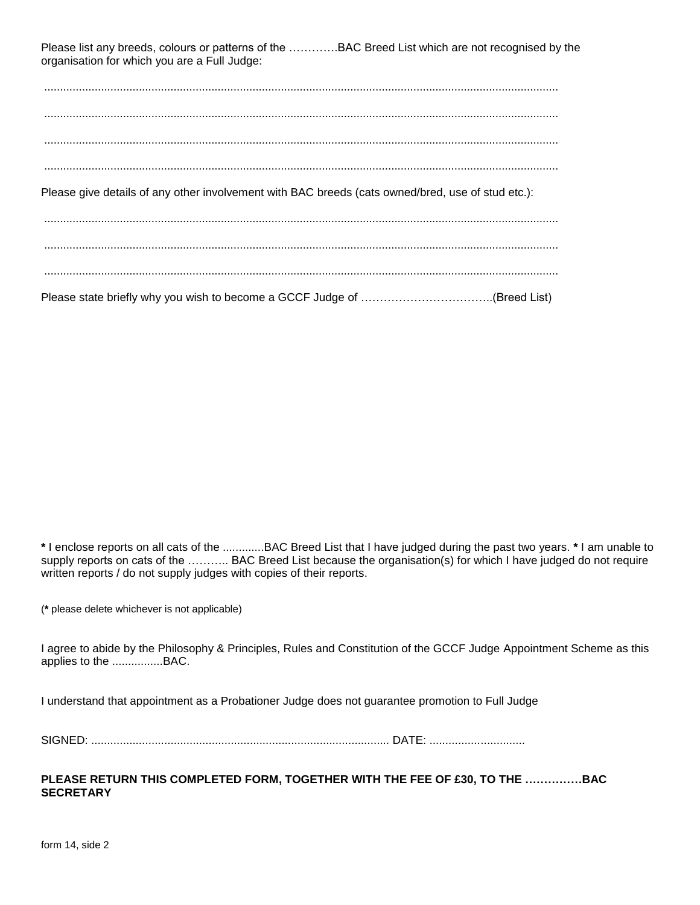Please list any breeds, colours or patterns of the ………….BAC Breed List which are not recognised by the organisation for which you are a Full Judge:

.................................................................................................................................................................

.................................................................................................................................................................

.................................................................................................................................................................

.................................................................................................................................................................

Please give details of any other involvement with BAC breeds (cats owned/bred, use of stud etc.):

.................................................................................................................................................................

.................................................................................................................................................................

.................................................................................................................................................................

Please state briefly why you wish to become a GCCF Judge of ……………………………..(Breed List)

**\*** I enclose reports on all cats of the .............BAC Breed List that I have judged during the past two years. **\*** I am unable to supply reports on cats of the ……….. BAC Breed List because the organisation(s) for which I have judged do not require written reports / do not supply judges with copies of their reports.

(**\*** please delete whichever is not applicable)

I agree to abide by the Philosophy & Principles, Rules and Constitution of the GCCF Judge Appointment Scheme as this applies to the ................BAC.

I understand that appointment as a Probationer Judge does not guarantee promotion to Full Judge

SIGNED: ............................................................................................ DATE: .............................

**PLEASE RETURN THIS COMPLETED FORM, TOGETHER WITH THE FEE OF £30, TO THE ……………BAC SECRETARY**

form 14, side 2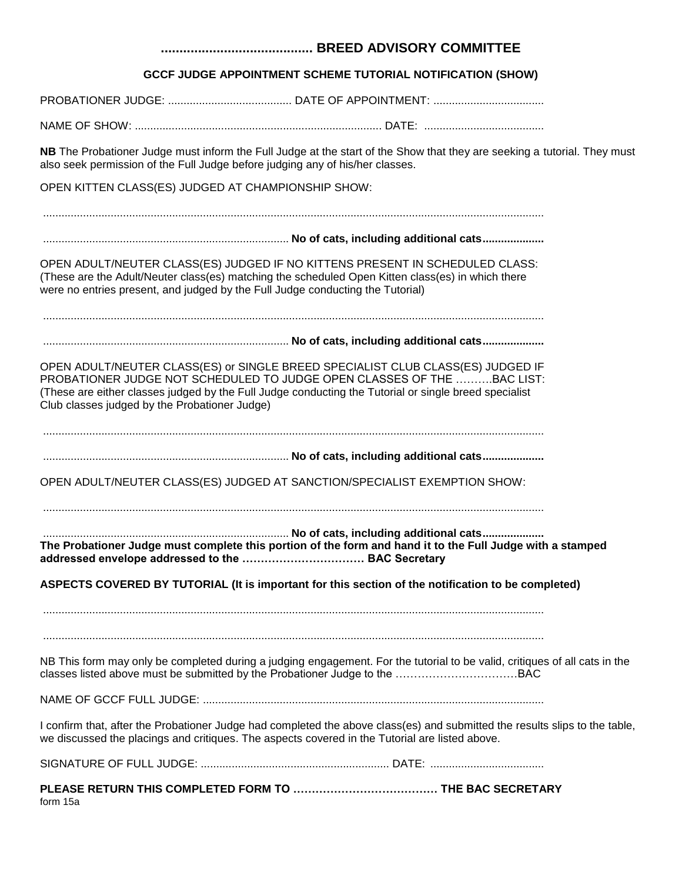## ......................................... BREED ADVISORY COMMITTEE

### GCCF JUDGE APPOINTMENT SCHEME TUTORIAL NOTIFICATION (SHOW)

PROBATIONER JUDGE: ........................................ DATE OF APPOINTMENT: ....................................

NAME OF SHOW: ................................................................................ DATE: .......................................

**NB** The Probationer Judge must inform the Full Judge at the start of the Show that they are seeking a tutorial. They must also seek permission of the Full Judge before judging any of his/her classes.

OPEN KITTEN CLASS(ES) JUDGED AT CHAMPIONSHIP SHOW:

.................................................................................................................................................

................................................................................ **No of cats, including additional cats....................**

OPEN ADULT/NEUTER CLASS(ES) JUDGED IF NO KITTENS PRESENT IN SCHEDULED CLASS:
(These are the Adult/Neuter class(es) matching the scheduled Open Kitten class(es) in which there were no entries present, and judged by the Full Judge conducting the Tutorial)

.................................................................................................................................................

................................................................................ **No of cats, including additional cats....................**

OPEN ADULT/NEUTER CLASS(ES) or SINGLE BREED SPECIALIST CLUB CLASS(ES) JUDGED IF PROBATIONER JUDGE NOT SCHEDULED TO JUDGE OPEN CLASSES OF THE ……….BAC LIST:
(These are either classes judged by the Full Judge conducting the Tutorial or single breed specialist Club classes judged by the Probationer Judge)

.................................................................................................................................................

................................................................................ **No of cats, including additional cats....................**

OPEN ADULT/NEUTER CLASS(ES) JUDGED AT SANCTION/SPECIALIST EXEMPTION SHOW:

.................................................................................................................................................

................................................................................ **No of cats, including additional cats....................**

**The Probationer Judge must complete this portion of the form and hand it to the Full Judge with a stamped addressed envelope addressed to the …………………………… BAC Secretary**

**ASPECTS COVERED BY TUTORIAL (It is important for this section of the notification to be completed)**

.................................................................................................................................................

.................................................................................................................................................

NB This form may only be completed during a judging engagement. For the tutorial to be valid, critiques of all cats in the classes listed above must be submitted by the Probationer Judge to the ……………………………BAC

NAME OF GCCF FULL JUDGE: ..............................................................................................................

I confirm that, after the Probationer Judge had completed the above class(es) and submitted the results slips to the table, we discussed the placings and critiques. The aspects covered in the Tutorial are listed above.

SIGNATURE OF FULL JUDGE: ............................................................. DATE: .....................................

**PLEASE RETURN THIS COMPLETED FORM TO ………………………………… THE BAC SECRETARY**

form 15a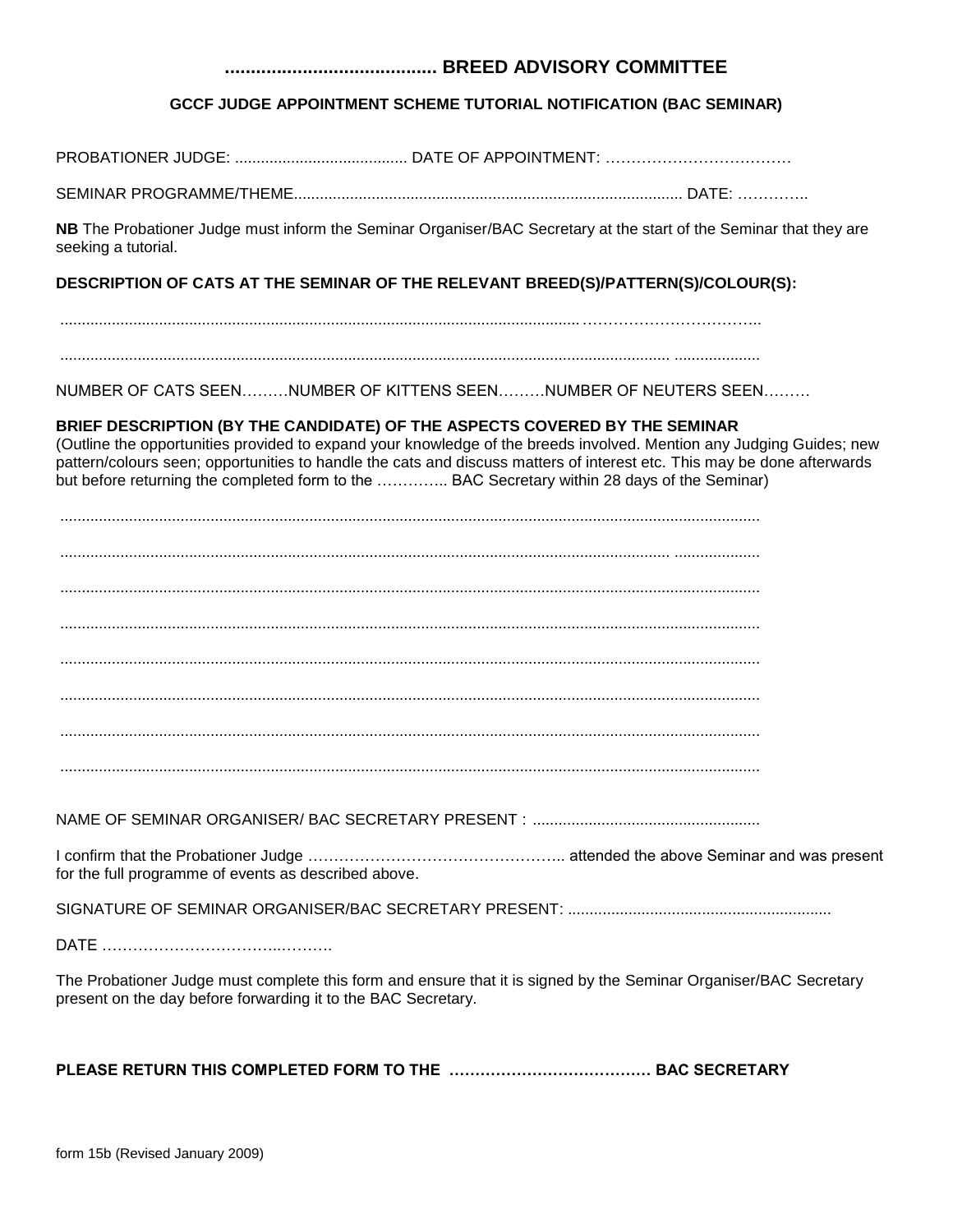# ........................................ BREED ADVISORY COMMITTEE

## GCCF JUDGE APPOINTMENT SCHEME TUTORIAL NOTIFICATION (BAC SEMINAR)

PROBATIONER JUDGE: ........................................ DATE OF APPOINTMENT: ………………………………

SEMINAR PROGRAMME/THEME......................................................................................... DATE: …………..

**NB** The Probationer Judge must inform the Seminar Organiser/BAC Secretary at the start of the Seminar that they are seeking a tutorial.

**DESCRIPTION OF CATS AT THE SEMINAR OF THE RELEVANT BREED(S)/PATTERN(S)/COLOUR(S):**

........................................................................................................................……………………………..

............................................................................................................................................ ....................

NUMBER OF CATS SEEN………NUMBER OF KITTENS SEEN………NUMBER OF NEUTERS SEEN………

**BRIEF DESCRIPTION (BY THE CANDIDATE) OF THE ASPECTS COVERED BY THE SEMINAR**
(Outline the opportunities provided to expand your knowledge of the breeds involved. Mention any Judging Guides; new pattern/colours seen; opportunities to handle the cats and discuss matters of interest etc. This may be done afterwards but before returning the completed form to the ………….. BAC Secretary within 28 days of the Seminar)

................................................................................................................................................................

............................................................................................................................................ ....................

................................................................................................................................................................

................................................................................................................................................................

................................................................................................................................................................

................................................................................................................................................................

................................................................................................................................................................

................................................................................................................................................................

NAME OF SEMINAR ORGANISER/ BAC SECRETARY PRESENT : .....................................................

I confirm that the Probationer Judge ………………………………………….. attended the above Seminar and was present for the full programme of events as described above.

SIGNATURE OF SEMINAR ORGANISER/BAC SECRETARY PRESENT: .............................................................

DATE ………………………………..……….

The Probationer Judge must complete this form and ensure that it is signed by the Seminar Organiser/BAC Secretary present on the day before forwarding it to the BAC Secretary.

**PLEASE RETURN THIS COMPLETED FORM TO THE ………………………………… BAC SECRETARY**

form 15b (Revised January 2009)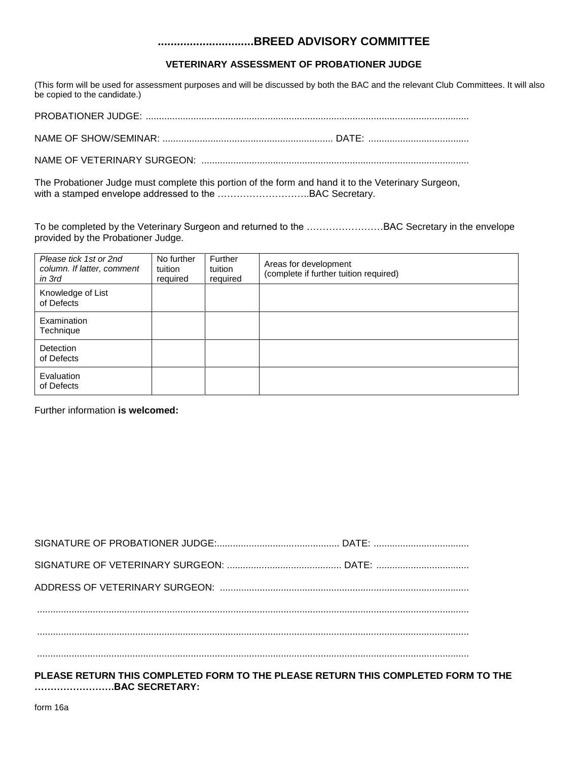# ..............................BREED ADVISORY COMMITTEE

## VETERINARY ASSESSMENT OF PROBATIONER JUDGE

(This form will be used for assessment purposes and will be discussed by both the BAC and the relevant Club Committees. It will also be copied to the candidate.)

PROBATIONER JUDGE: ..........................................................................................................................

NAME OF SHOW/SEMINAR: ................................................................ DATE: ......................................

NAME OF VETERINARY SURGEON: .....................................................................................................

The Probationer Judge must complete this portion of the form and hand it to the Veterinary Surgeon, with a stamped envelope addressed to the ………………………..BAC Secretary.

To be completed by the Veterinary Surgeon and returned to the ……………………BAC Secretary in the envelope provided by the Probationer Judge.

| *Please tick 1st or 2nd column. If latter, comment in 3rd* | No further tuition required | Further tuition required | Areas for development (complete if further tuition required) |
|---|---|---|---|
| Knowledge of List of Defects | | | |
| Examination Technique | | | |
| Detection of Defects | | | |
| Evaluation of Defects | | | |

Further information **is welcomed:**

SIGNATURE OF PROBATIONER JUDGE:............................................... DATE: ....................................

SIGNATURE OF VETERINARY SURGEON: ........................................... DATE: ...................................

ADDRESS OF VETERINARY SURGEON: ..............................................................................................

.................................................................................................................................................................

.................................................................................................................................................................

.................................................................................................................................................................

**PLEASE RETURN THIS COMPLETED FORM TO THE PLEASE RETURN THIS COMPLETED FORM TO THE …………………….BAC SECRETARY:**

form 16a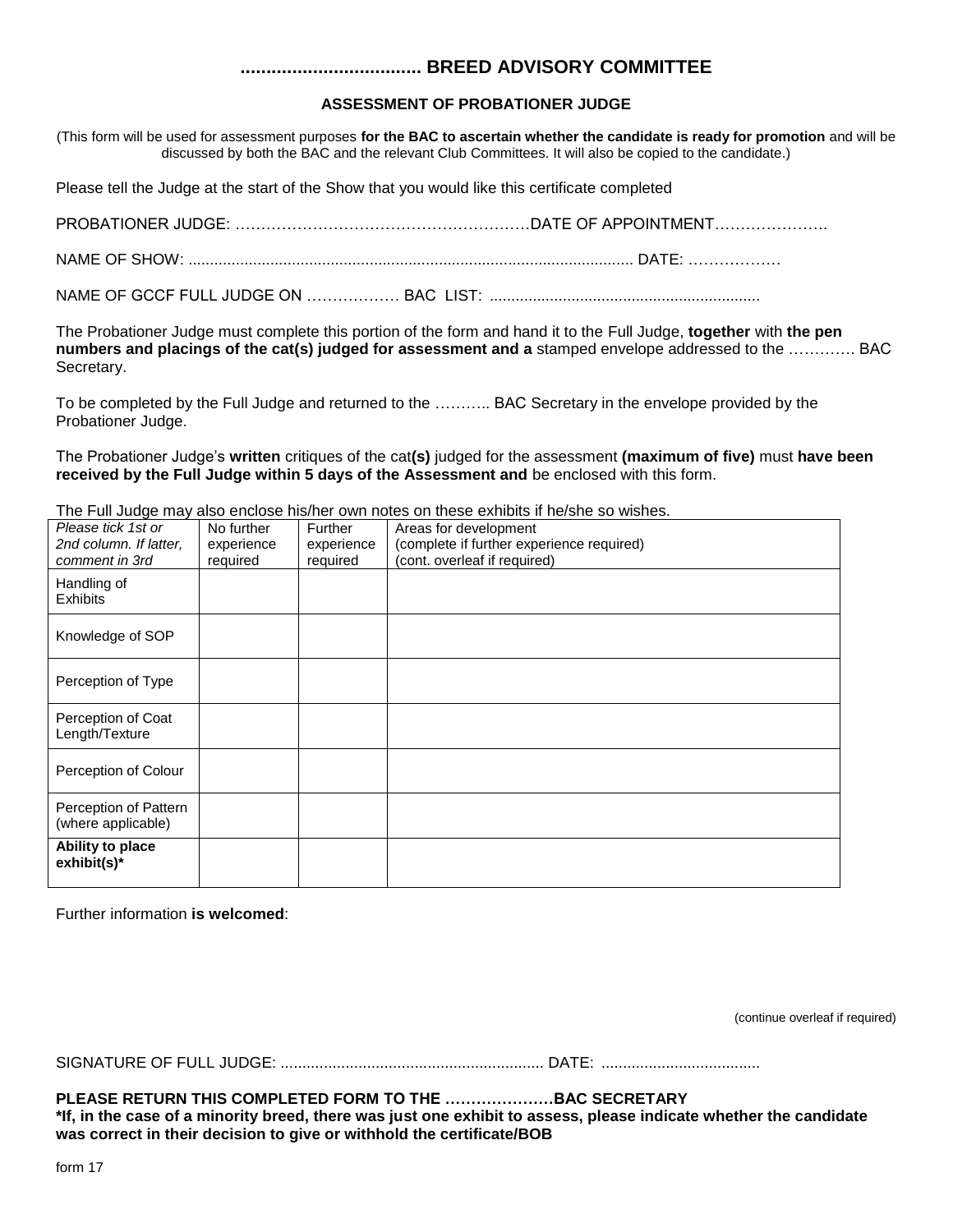## .................................. BREED ADVISORY COMMITTEE

### ASSESSMENT OF PROBATIONER JUDGE

(This form will be used for assessment purposes **for the BAC to ascertain whether the candidate is ready for promotion** and will be discussed by both the BAC and the relevant Club Committees. It will also be copied to the candidate.)

Please tell the Judge at the start of the Show that you would like this certificate completed

PROBATIONER JUDGE: …………………………………………………DATE OF APPOINTMENT………………….

NAME OF SHOW: ...................................................................................................... DATE: ………………

NAME OF GCCF FULL JUDGE ON ……………… BAC LIST: ..............................................................

The Probationer Judge must complete this portion of the form and hand it to the Full Judge, **together** with **the pen numbers and placings of the cat(s) judged for assessment and a** stamped envelope addressed to the …………. BAC Secretary.

To be completed by the Full Judge and returned to the ……….. BAC Secretary in the envelope provided by the Probationer Judge.

The Probationer Judge's **written** critiques of the cat**(s)** judged for the assessment **(maximum of five)** must **have been received by the Full Judge within 5 days of the Assessment and** be enclosed with this form.

The Full Judge may also enclose his/her own notes on these exhibits if he/she so wishes.

| *Please tick 1st or 2nd column. If latter, comment in 3rd* | No further experience required | Further experience required | Areas for development (complete if further experience required) (cont. overleaf if required) |
|---|---|---|---|
| Handling of Exhibits | | | |
| Knowledge of SOP | | | |
| Perception of Type | | | |
| Perception of Coat Length/Texture | | | |
| Perception of Colour | | | |
| Perception of Pattern (where applicable) | | | |
| **Ability to place exhibit(s)*** | | | |

Further information **is welcomed**:

(continue overleaf if required)

SIGNATURE OF FULL JUDGE: ............................................................. DATE: .....................................

**PLEASE RETURN THIS COMPLETED FORM TO THE …………………BAC SECRETARY**

***If, in the case of a minority breed, there was just one exhibit to assess, please indicate whether the candidate was correct in their decision to give or withhold the certificate/BOB**

form 17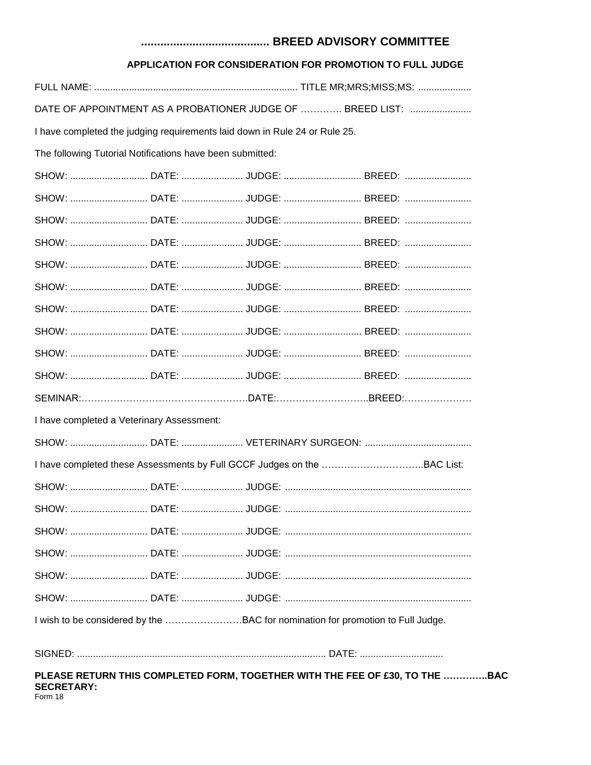## ........................................ BREED ADVISORY COMMITTEE

### APPLICATION FOR CONSIDERATION FOR PROMOTION TO FULL JUDGE

FULL NAME: ........................................................................... TITLE MR;MRS;MISS;MS: ....................

DATE OF APPOINTMENT AS A PROBATIONER JUDGE OF …………. BREED LIST: .......................

I have completed the judging requirements laid down in Rule 24 or Rule 25.

The following Tutorial Notifications have been submitted:

SHOW: ............................. DATE: ....................... JUDGE: ............................. BREED: .........................

SHOW: ............................. DATE: ....................... JUDGE: ............................. BREED: .........................

SHOW: ............................. DATE: ....................... JUDGE: ............................. BREED: .........................

SHOW: ............................. DATE: ....................... JUDGE: ............................. BREED: .........................

SHOW: ............................. DATE: ....................... JUDGE: ............................. BREED: .........................

SHOW: ............................. DATE: ....................... JUDGE: ............................. BREED: .........................

SHOW: ............................. DATE: ....................... JUDGE: ............................. BREED: .........................

SHOW: ............................. DATE: ....................... JUDGE: ............................. BREED: .........................

SHOW: ............................. DATE: ....................... JUDGE: ............................. BREED: .........................

SHOW: ............................. DATE: ....................... JUDGE: ............................. BREED: .........................

SEMINAR:……………………………………………DATE:………………………..BREED:…………………

I have completed a Veterinary Assessment:

SHOW: ............................. DATE: ....................... VETERINARY SURGEON: ........................................

I have completed these Assessments by Full GCCF Judges on the …………………………..BAC List:

SHOW: ............................. DATE: ....................... JUDGE: .....................................................................

SHOW: ............................. DATE: ....................... JUDGE: .....................................................................

SHOW: ............................. DATE: ....................... JUDGE: .....................................................................

SHOW: ............................. DATE: ....................... JUDGE: .....................................................................

SHOW: ............................. DATE: ....................... JUDGE: .....................................................................

SHOW: ............................. DATE: ....................... JUDGE: .....................................................................

I wish to be considered by the ……………………BAC for nomination for promotion to Full Judge.

SIGNED: ............................................................................................ DATE: ...............................

**PLEASE RETURN THIS COMPLETED FORM, TOGETHER WITH THE FEE OF £30, TO THE ………….BAC SECRETARY:**

Form 18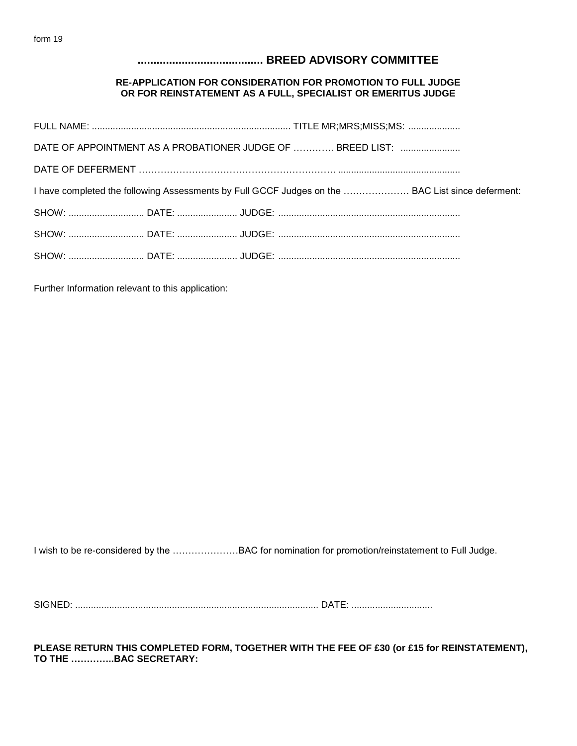form 19

## ........................................ BREED ADVISORY COMMITTEE

### RE-APPLICATION FOR CONSIDERATION FOR PROMOTION TO FULL JUDGE OR FOR REINSTATEMENT AS A FULL, SPECIALIST OR EMERITUS JUDGE

FULL NAME: ............................................................................ TITLE MR;MRS;MISS;MS: ....................

DATE OF APPOINTMENT AS A PROBATIONER JUDGE OF …………. BREED LIST: .......................

DATE OF DEFERMENT ……………………………………………………… ...............................................

I have completed the following Assessments by Full GCCF Judges on the ………………… BAC List since deferment:

SHOW: ............................. DATE: ....................... JUDGE: ......................................................................

SHOW: ............................. DATE: ....................... JUDGE: ......................................................................

SHOW: ............................. DATE: ....................... JUDGE: ......................................................................

Further Information relevant to this application:

I wish to be re-considered by the …………………BAC for nomination for promotion/reinstatement to Full Judge.

SIGNED: ............................................................................................ DATE: ...............................

**PLEASE RETURN THIS COMPLETED FORM, TOGETHER WITH THE FEE OF £30 (or £15 for REINSTATEMENT), TO THE …………..BAC SECRETARY:**